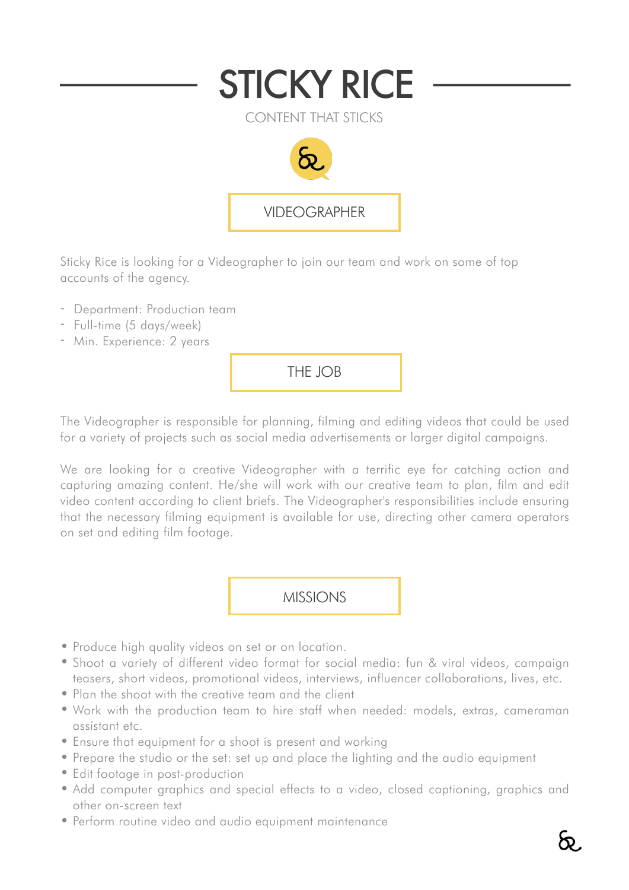# STICKY RICE

CONTENT THAT STICKS

## VIDEOGRAPHER

Sticky Rice is looking for a Videographer to join our team and work on some of top accounts of the agency.

- Department: Production team
- Full-time (5 days/week)
- Min. Experience: 2 years

## THE JOB

The Videographer is responsible for planning, filming and editing videos that could be used for a variety of projects such as social media advertisements or larger digital campaigns.

We are looking for a creative Videographer with a terrific eye for catching action and capturing amazing content. He/she will work with our creative team to plan, film and edit video content according to client briefs. The Videographer's responsibilities include ensuring that the necessary filming equipment is available for use, directing other camera operators on set and editing film footage.

## MISSIONS

- Produce high quality videos on set or on location.
- Shoot a variety of different video format for social media: fun & viral videos, campaign teasers, short videos, promotional videos, interviews, influencer collaborations, lives, etc.
- Plan the shoot with the creative team and the client
- Work with the production team to hire staff when needed: models, extras, cameraman assistant etc.
- Ensure that equipment for a shoot is present and working
- Prepare the studio or the set: set up and place the lighting and the audio equipment
- Edit footage in post-production
- Add computer graphics and special effects to a video, closed captioning, graphics and other on-screen text
- Perform routine video and audio equipment maintenance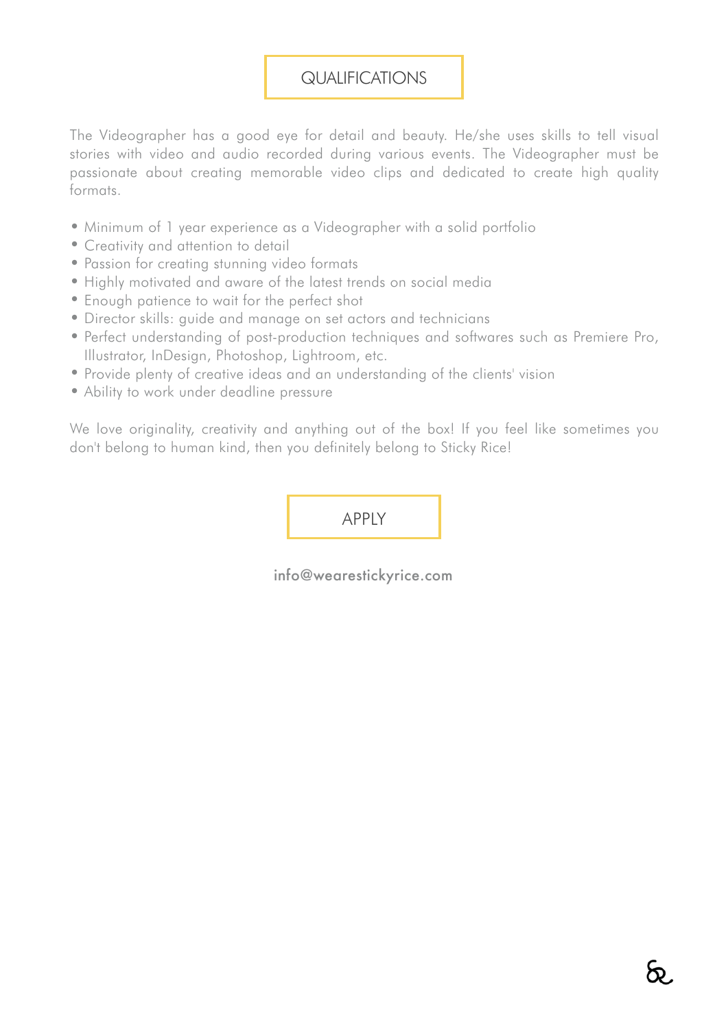## QUALIFICATIONS

The Videographer has a good eye for detail and beauty. He/she uses skills to tell visual stories with video and audio recorded during various events. The Videographer must be passionate about creating memorable video clips and dedicated to create high quality formats.

- Minimum of 1 year experience as a Videographer with a solid portfolio
- Creativity and attention to detail
- Passion for creating stunning video formats
- Highly motivated and aware of the latest trends on social media
- Enough patience to wait for the perfect shot
- Director skills: guide and manage on set actors and technicians
- Perfect understanding of post-production techniques and softwares such as Premiere Pro, Illustrator, InDesign, Photoshop, Lightroom, etc.
- Provide plenty of creative ideas and an understanding of the clients' vision
- Ability to work under deadline pressure

We love originality, creativity and anything out of the box! If you feel like sometimes you don't belong to human kind, then you definitely belong to Sticky Rice!

## APPLY

info@wearestickyrice.com